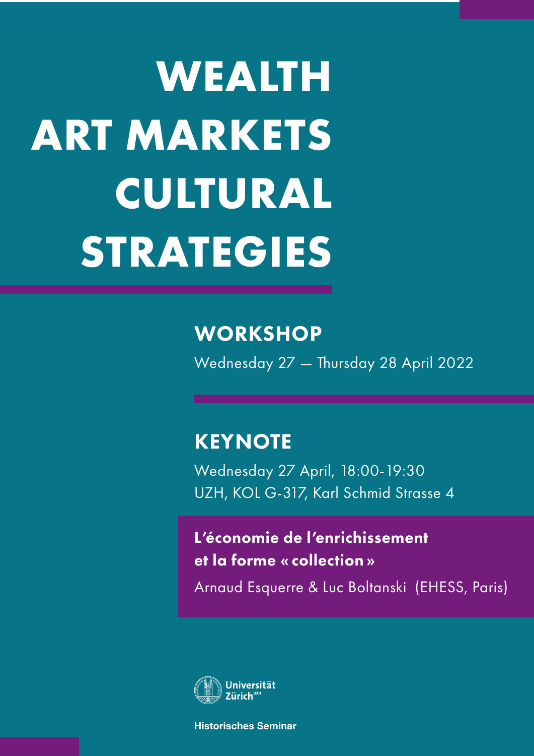# WEALTH ART MARKETS CULTURAL STRATEGIES

## WORKSHOP

Wednesday 27 — Thursday 28 April 2022

## KEYNOTE

Wednesday 27 April, 18:00-19:30
UZH, KOL G-317, Karl Schmid Strasse 4

**L'économie de l'enrichissement et la forme « collection »**

Arnaud Esquerre & Luc Boltanski (EHESS, Paris)

Universität Zürich

**Historisches Seminar**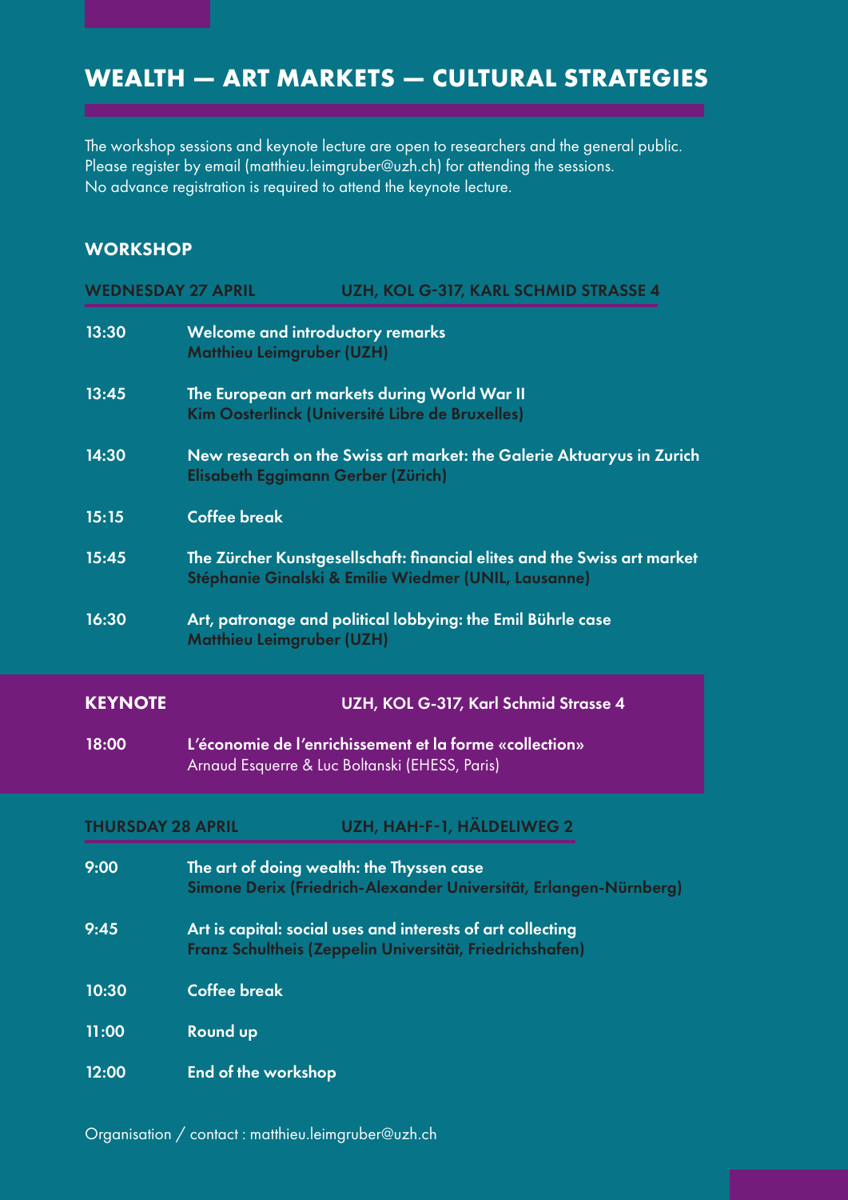# WEALTH — ART MARKETS — CULTURAL STRATEGIES

The workshop sessions and keynote lecture are open to researchers and the general public.
Please register by email (matthieu.leimgruber@uzh.ch) for attending the sessions.
No advance registration is required to attend the keynote lecture.

## WORKSHOP

### WEDNESDAY 27 APRIL — UZH, KOL G-317, KARL SCHMID STRASSE 4

| | |
|---|---|
| 13:30 | **Welcome and introductory remarks**<br>Matthieu Leimgruber (UZH) |
| 13:45 | **The European art markets during World War II**<br>Kim Oosterlinck (Université Libre de Bruxelles) |
| 14:30 | **New research on the Swiss art market: the Galerie Aktuaryus in Zurich**<br>Elisabeth Eggimann Gerber (Zürich) |
| 15:15 | **Coffee break** |
| 15:45 | **The Zürcher Kunstgesellschaft: financial elites and the Swiss art market**<br>Stéphanie Ginalski & Emilie Wiedmer (UNIL, Lausanne) |
| 16:30 | **Art, patronage and political lobbying: the Emil Bührle case**<br>Matthieu Leimgruber (UZH) |

### KEYNOTE — UZH, KOL G-317, Karl Schmid Strasse 4

| | |
|---|---|
| 18:00 | **L'économie de l'enrichissement et la forme «collection»**<br>Arnaud Esquerre & Luc Boltanski (EHESS, Paris) |

### THURSDAY 28 APRIL — UZH, HAH-F-1, HÄLDELIWEG 2

| | |
|---|---|
| 9:00 | **The art of doing wealth: the Thyssen case**<br>Simone Derix (Friedrich-Alexander Universität, Erlangen-Nürnberg) |
| 9:45 | **Art is capital: social uses and interests of art collecting**<br>Franz Schultheis (Zeppelin Universität, Friedrichshafen) |
| 10:30 | **Coffee break** |
| 11:00 | **Round up** |
| 12:00 | **End of the workshop** |

Organisation / contact : matthieu.leimgruber@uzh.ch